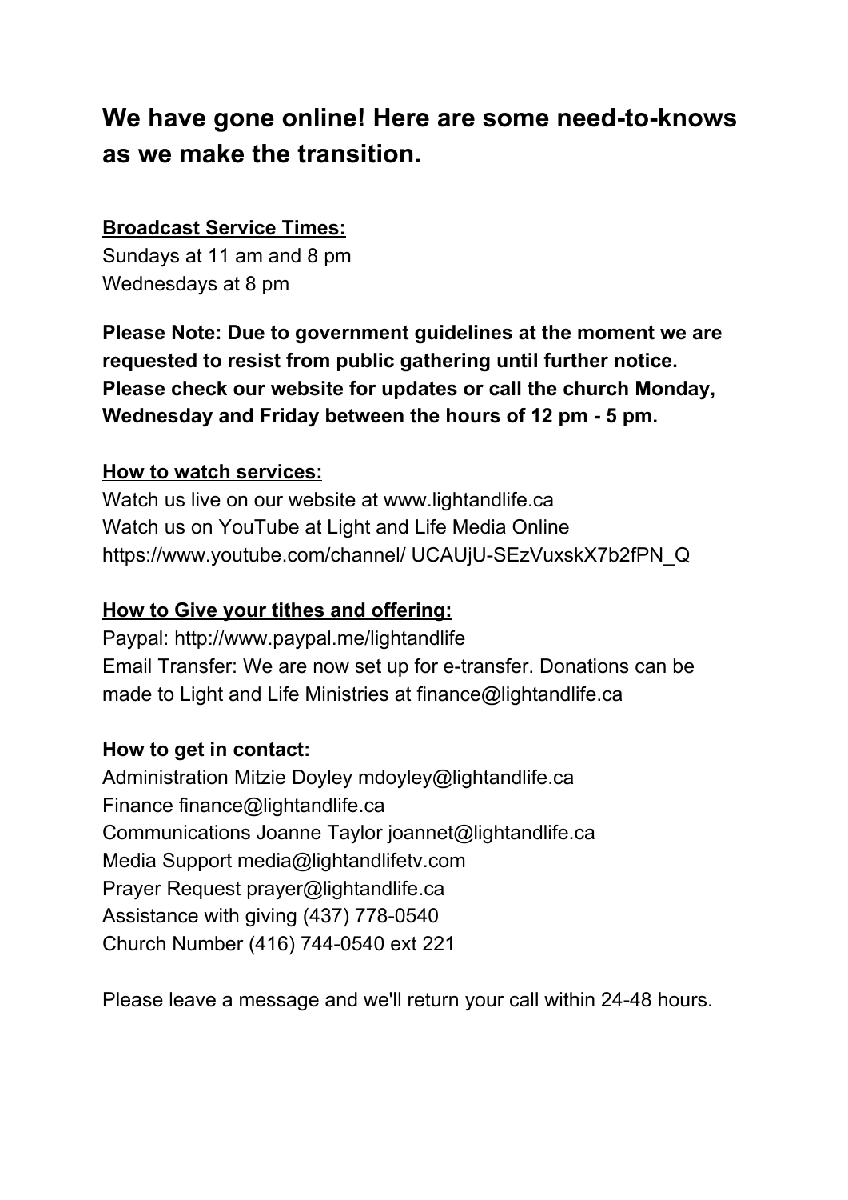# We have gone online! Here are some need-to-knows as we make the transition.

**Broadcast Service Times:**

Sundays at 11 am and 8 pm
Wednesdays at 8 pm

**Please Note: Due to government guidelines at the moment we are requested to resist from public gathering until further notice. Please check our website for updates or call the church Monday, Wednesday and Friday between the hours of 12 pm - 5 pm.**

**How to watch services:**

Watch us live on our website at www.lightandlife.ca
Watch us on YouTube at Light and Life Media Online
https://www.youtube.com/channel/ UCAUjU-SEzVuxskX7b2fPN_Q

**How to Give your tithes and offering:**

Paypal: http://www.paypal.me/lightandlife
Email Transfer: We are now set up for e-transfer. Donations can be made to Light and Life Ministries at finance@lightandlife.ca

**How to get in contact:**

Administration Mitzie Doyley mdoyley@lightandlife.ca
Finance finance@lightandlife.ca
Communications Joanne Taylor joannet@lightandlife.ca
Media Support media@lightandlifetv.com
Prayer Request prayer@lightandlife.ca
Assistance with giving (437) 778-0540
Church Number (416) 744-0540 ext 221

Please leave a message and we'll return your call within 24-48 hours.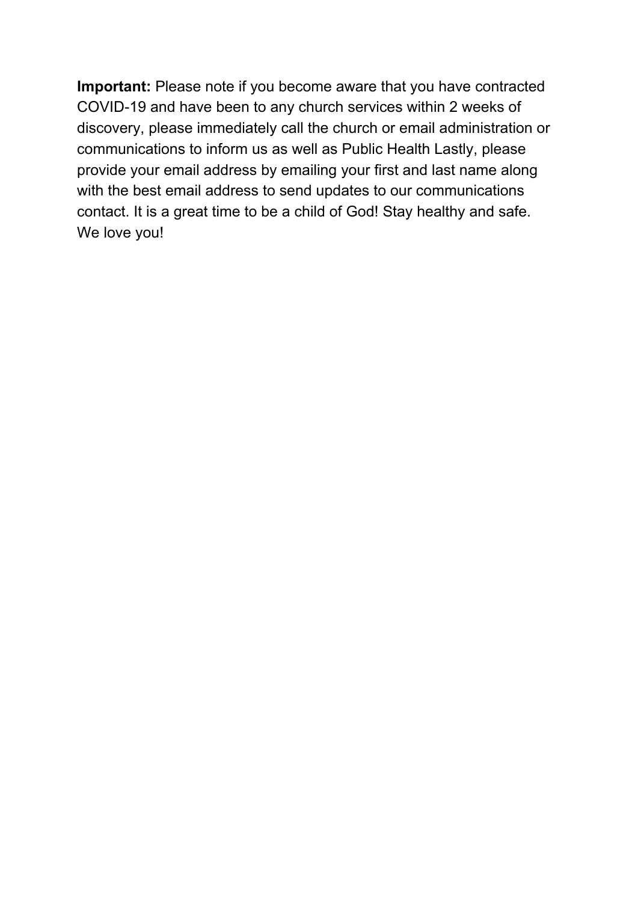**Important:** Please note if you become aware that you have contracted COVID-19 and have been to any church services within 2 weeks of discovery, please immediately call the church or email administration or communications to inform us as well as Public Health Lastly, please provide your email address by emailing your first and last name along with the best email address to send updates to our communications contact. It is a great time to be a child of God! Stay healthy and safe. We love you!